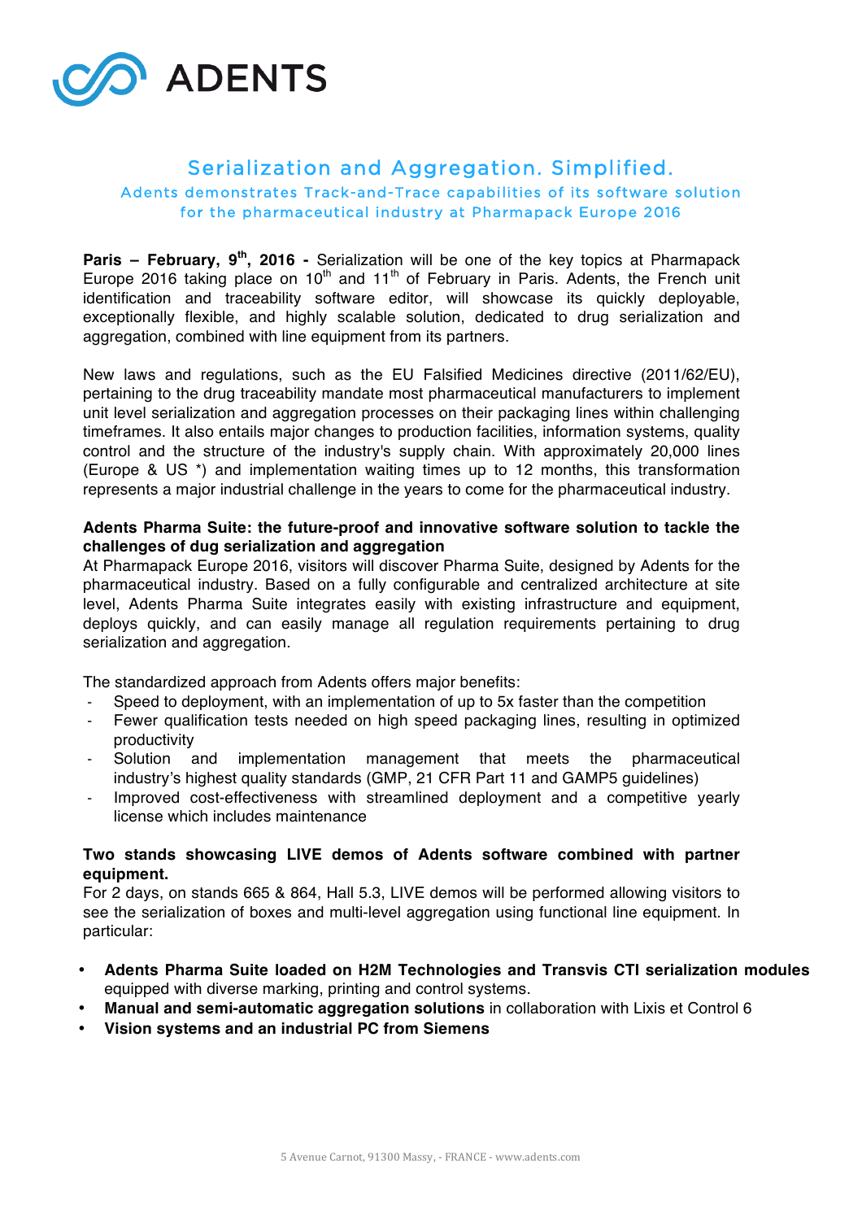ADENTS

# Serialization and Aggregation. Simplified.

## Adents demonstrates Track-and-Trace capabilities of its software solution for the pharmaceutical industry at Pharmapack Europe 2016

**Paris – February, 9th, 2016 -** Serialization will be one of the key topics at Pharmapack Europe 2016 taking place on 10th and 11th of February in Paris. Adents, the French unit identification and traceability software editor, will showcase its quickly deployable, exceptionally flexible, and highly scalable solution, dedicated to drug serialization and aggregation, combined with line equipment from its partners.

New laws and regulations, such as the EU Falsified Medicines directive (2011/62/EU), pertaining to the drug traceability mandate most pharmaceutical manufacturers to implement unit level serialization and aggregation processes on their packaging lines within challenging timeframes. It also entails major changes to production facilities, information systems, quality control and the structure of the industry's supply chain. With approximately 20,000 lines (Europe & US *) and implementation waiting times up to 12 months, this transformation represents a major industrial challenge in the years to come for the pharmaceutical industry.

**Adents Pharma Suite: the future-proof and innovative software solution to tackle the challenges of dug serialization and aggregation**

At Pharmapack Europe 2016, visitors will discover Pharma Suite, designed by Adents for the pharmaceutical industry. Based on a fully configurable and centralized architecture at site level, Adents Pharma Suite integrates easily with existing infrastructure and equipment, deploys quickly, and can easily manage all regulation requirements pertaining to drug serialization and aggregation.

The standardized approach from Adents offers major benefits:

- Speed to deployment, with an implementation of up to 5x faster than the competition
- Fewer qualification tests needed on high speed packaging lines, resulting in optimized productivity
- Solution and implementation management that meets the pharmaceutical industry's highest quality standards (GMP, 21 CFR Part 11 and GAMP5 guidelines)
- Improved cost-effectiveness with streamlined deployment and a competitive yearly license which includes maintenance

**Two stands showcasing LIVE demos of Adents software combined with partner equipment.**

For 2 days, on stands 665 & 864, Hall 5.3, LIVE demos will be performed allowing visitors to see the serialization of boxes and multi-level aggregation using functional line equipment. In particular:

- **Adents Pharma Suite loaded on H2M Technologies and Transvis CTI serialization modules** equipped with diverse marking, printing and control systems.
- **Manual and semi-automatic aggregation solutions** in collaboration with Lixis et Control 6
- **Vision systems and an industrial PC from Siemens**

5 Avenue Carnot, 91300 Massy, - FRANCE - www.adents.com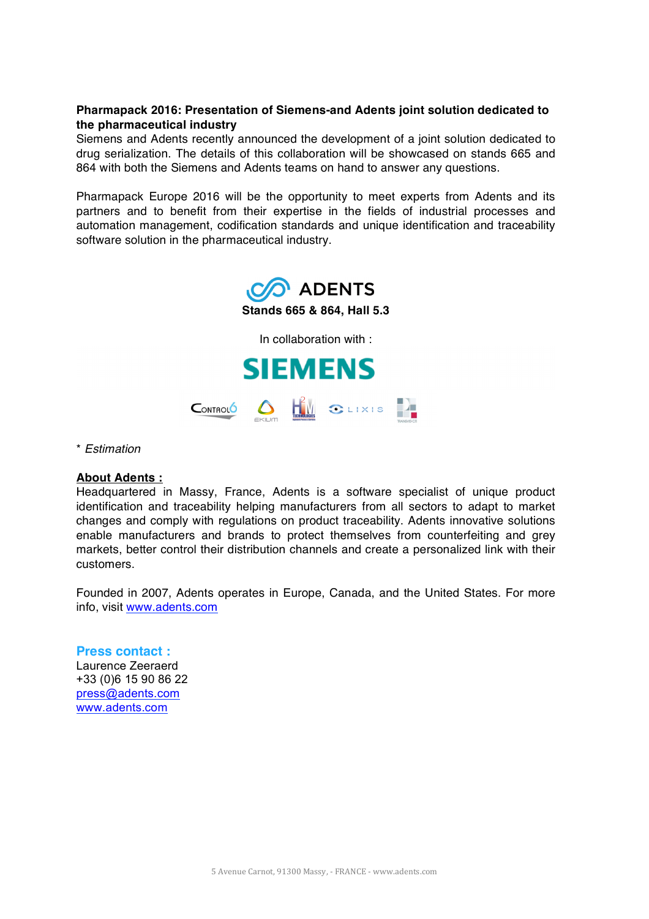**Pharmapack 2016: Presentation of Siemens-and Adents joint solution dedicated to the pharmaceutical industry**

Siemens and Adents recently announced the development of a joint solution dedicated to drug serialization. The details of this collaboration will be showcased on stands 665 and 864 with both the Siemens and Adents teams on hand to answer any questions.

Pharmapack Europe 2016 will be the opportunity to meet experts from Adents and its partners and to benefit from their expertise in the fields of industrial processes and automation management, codification standards and unique identification and traceability software solution in the pharmaceutical industry.

ADENTS

**Stands 665 & 864, Hall 5.3**

In collaboration with :

SIEMENS

\* *Estimation*

**About Adents :**

Headquartered in Massy, France, Adents is a software specialist of unique product identification and traceability helping manufacturers from all sectors to adapt to market changes and comply with regulations on product traceability. Adents innovative solutions enable manufacturers and brands to protect themselves from counterfeiting and grey markets, better control their distribution channels and create a personalized link with their customers.

Founded in 2007, Adents operates in Europe, Canada, and the United States. For more info, visit www.adents.com

**Press contact :**

Laurence Zeeraerd
+33 (0)6 15 90 86 22
press@adents.com
www.adents.com

5 Avenue Carnot, 91300 Massy, - FRANCE - www.adents.com